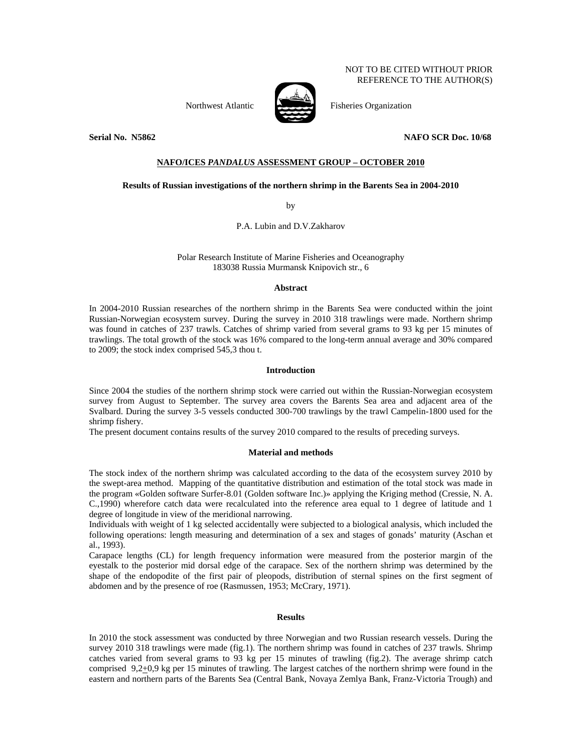NOT TO BE CITED WITHOUT PRIOR REFERENCE TO THE AUTHOR(S)

Northwest Atlantic Fisheries Organization

**Serial No. N5862** **NAFO SCR Doc. 10/68**

## NAFO/ICES *PANDALUS* ASSESSMENT GROUP – OCTOBER 2010

### Results of Russian investigations of the northern shrimp in the Barents Sea in 2004-2010

by

P.A. Lubin and D.V.Zakharov

Polar Research Institute of Marine Fisheries and Oceanography
183038 Russia Murmansk Knipovich str., 6

#### Abstract

In 2004-2010 Russian researches of the northern shrimp in the Barents Sea were conducted within the joint Russian-Norwegian ecosystem survey. During the survey in 2010 318 trawlings were made. Northern shrimp was found in catches of 237 trawls. Catches of shrimp varied from several grams to 93 kg per 15 minutes of trawlings. The total growth of the stock was 16% compared to the long-term annual average and 30% compared to 2009; the stock index comprised 545,3 thou t.

#### Introduction

Since 2004 the studies of the northern shrimp stock were carried out within the Russian-Norwegian ecosystem survey from August to September. The survey area covers the Barents Sea area and adjacent area of the Svalbard. During the survey 3-5 vessels conducted 300-700 trawlings by the trawl Campelin-1800 used for the shrimp fishery.

The present document contains results of the survey 2010 compared to the results of preceding surveys.

#### Material and methods

The stock index of the northern shrimp was calculated according to the data of the ecosystem survey 2010 by the swept-area method. Mapping of the quantitative distribution and estimation of the total stock was made in the program «Golden software Surfer-8.01 (Golden software Inc.)» applying the Kriging method (Cressie, N. A. C.,1990) wherefore catch data were recalculated into the reference area equal to 1 degree of latitude and 1 degree of longitude in view of the meridional narrowing.

Individuals with weight of 1 kg selected accidentally were subjected to a biological analysis, which included the following operations: length measuring and determination of a sex and stages of gonads' maturity (Aschan et al., 1993).

Carapace lengths (CL) for length frequency information were measured from the posterior margin of the eyestalk to the posterior mid dorsal edge of the carapace. Sex of the northern shrimp was determined by the shape of the endopodite of the first pair of pleopods, distribution of sternal spines on the first segment of abdomen and by the presence of roe (Rasmussen, 1953; McCrary, 1971).

#### Results

In 2010 the stock assessment was conducted by three Norwegian and two Russian research vessels. During the survey 2010 318 trawlings were made (fig.1). The northern shrimp was found in catches of 237 trawls. Shrimp catches varied from several grams to 93 kg per 15 minutes of trawling (fig.2). The average shrimp catch comprised 9,2±0,9 kg per 15 minutes of trawling. The largest catches of the northern shrimp were found in the eastern and northern parts of the Barents Sea (Central Bank, Novaya Zemlya Bank, Franz-Victoria Trough) and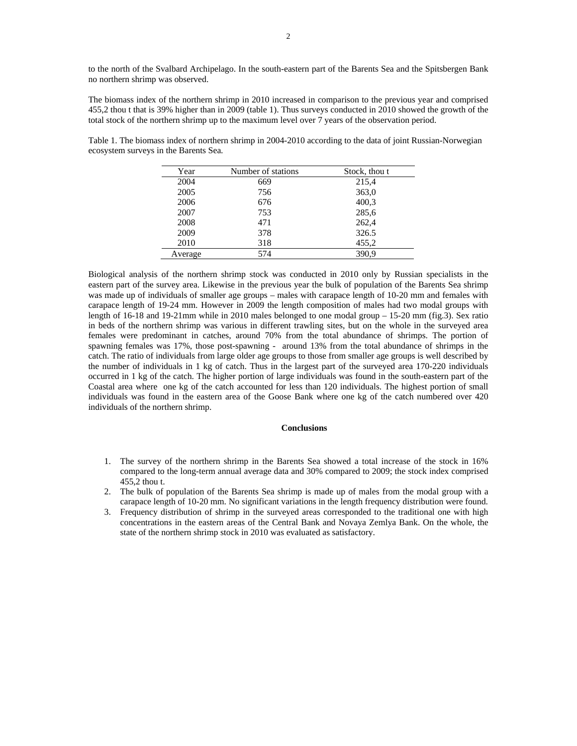to the north of the Svalbard Archipelago. In the south-eastern part of the Barents Sea and the Spitsbergen Bank no northern shrimp was observed.

The biomass index of the northern shrimp in 2010 increased in comparison to the previous year and comprised 455,2 thou t that is 39% higher than in 2009 (table 1). Thus surveys conducted in 2010 showed the growth of the total stock of the northern shrimp up to the maximum level over 7 years of the observation period.

Table 1. The biomass index of northern shrimp in 2004-2010 according to the data of joint Russian-Norwegian ecosystem surveys in the Barents Sea.

| Year | Number of stations | Stock, thou t |
|---|---|---|
| 2004 | 669 | 215,4 |
| 2005 | 756 | 363,0 |
| 2006 | 676 | 400,3 |
| 2007 | 753 | 285,6 |
| 2008 | 471 | 262,4 |
| 2009 | 378 | 326.5 |
| 2010 | 318 | 455,2 |
| Average | 574 | 390,9 |

Biological analysis of the northern shrimp stock was conducted in 2010 only by Russian specialists in the eastern part of the survey area. Likewise in the previous year the bulk of population of the Barents Sea shrimp was made up of individuals of smaller age groups – males with carapace length of 10-20 mm and females with carapace length of 19-24 mm. However in 2009 the length composition of males had two modal groups with length of 16-18 and 19-21mm while in 2010 males belonged to one modal group – 15-20 mm (fig.3). Sex ratio in beds of the northern shrimp was various in different trawling sites, but on the whole in the surveyed area females were predominant in catches, around 70% from the total abundance of shrimps. The portion of spawning females was 17%, those post-spawning - around 13% from the total abundance of shrimps in the catch. The ratio of individuals from large older age groups to those from smaller age groups is well described by the number of individuals in 1 kg of catch. Thus in the largest part of the surveyed area 170-220 individuals occurred in 1 kg of the catch. The higher portion of large individuals was found in the south-eastern part of the Coastal area where one kg of the catch accounted for less than 120 individuals. The highest portion of small individuals was found in the eastern area of the Goose Bank where one kg of the catch numbered over 420 individuals of the northern shrimp.

**Conclusions**

1. The survey of the northern shrimp in the Barents Sea showed a total increase of the stock in 16% compared to the long-term annual average data and 30% compared to 2009; the stock index comprised 455,2 thou t.
2. The bulk of population of the Barents Sea shrimp is made up of males from the modal group with a carapace length of 10-20 mm. No significant variations in the length frequency distribution were found.
3. Frequency distribution of shrimp in the surveyed areas corresponded to the traditional one with high concentrations in the eastern areas of the Central Bank and Novaya Zemlya Bank. On the whole, the state of the northern shrimp stock in 2010 was evaluated as satisfactory.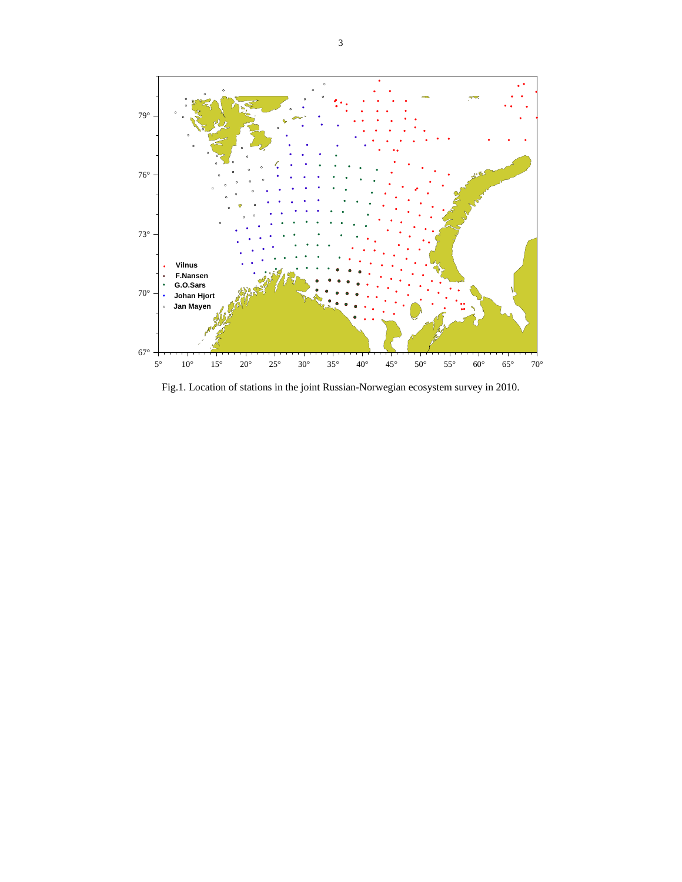Fig.1. Location of stations in the joint Russian-Norwegian ecosystem survey in 2010.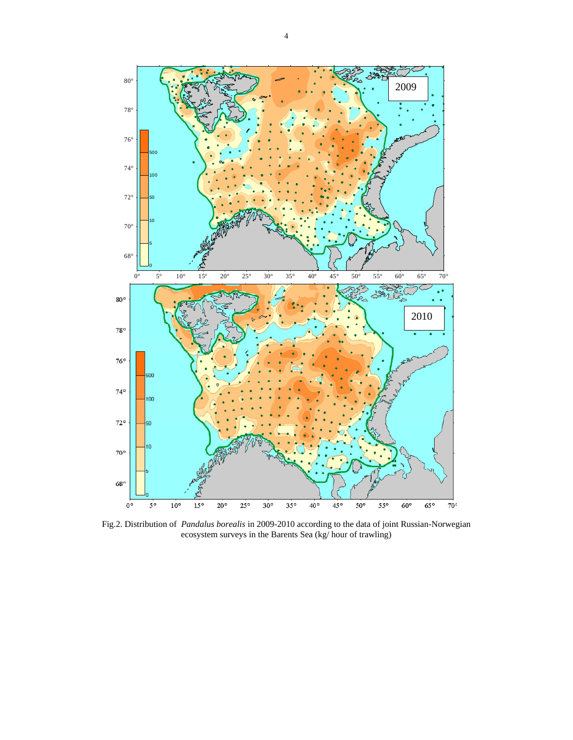Fig.2. Distribution of *Pandalus borealis* in 2009-2010 according to the data of joint Russian-Norwegian ecosystem surveys in the Barents Sea (kg/ hour of trawling)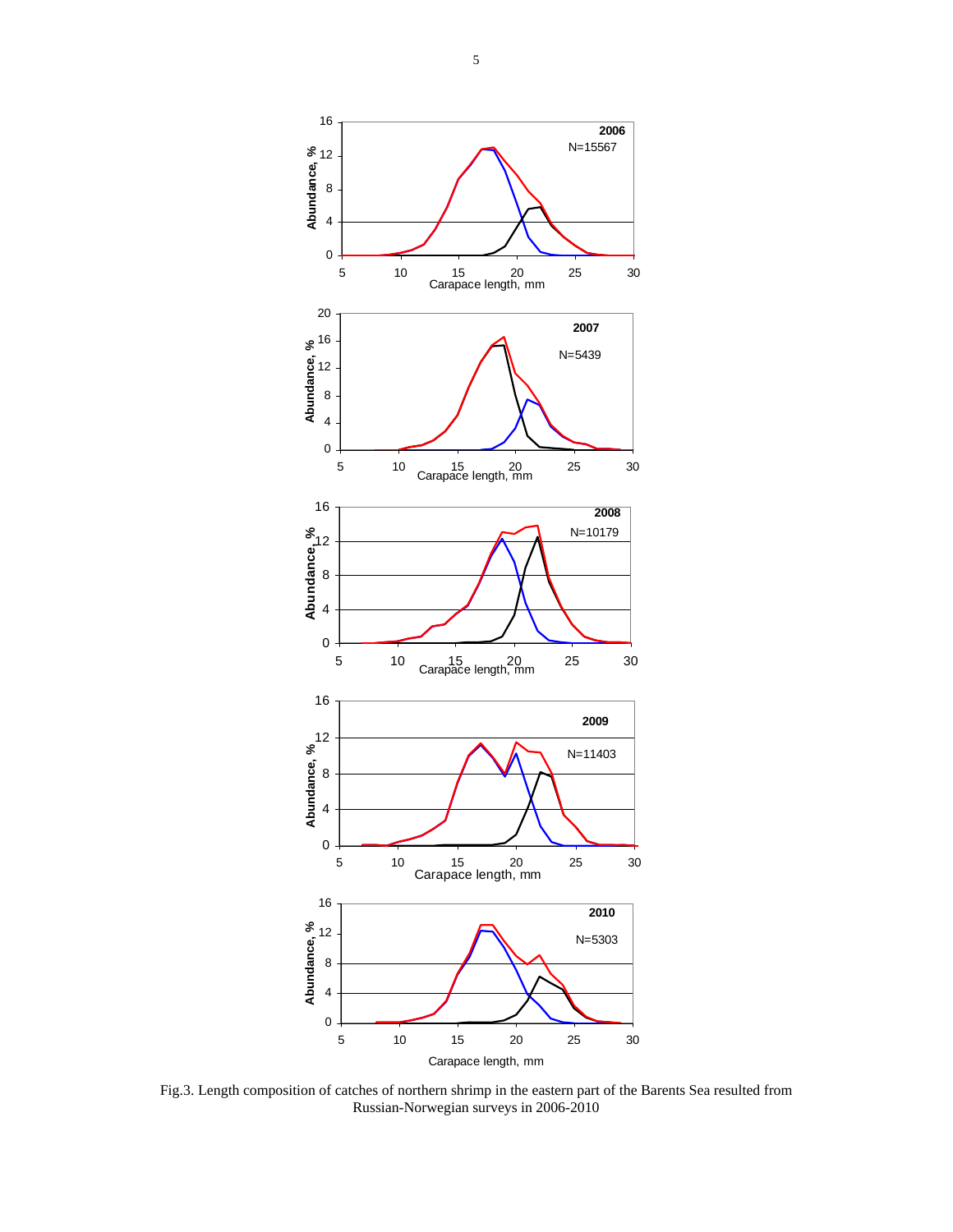2006

N=15567

Abundance, %

Carapace length, mm

2007

N=5439

Abundance, %

Carapace length, mm

2008

N=10179

Abundance, %

Carapace length, mm

2009

N=11403

Abundance, %

Carapace length, mm

2010

N=5303

Abundance, %

Carapace length, mm

Fig.3. Length composition of catches of northern shrimp in the eastern part of the Barents Sea resulted from Russian-Norwegian surveys in 2006-2010